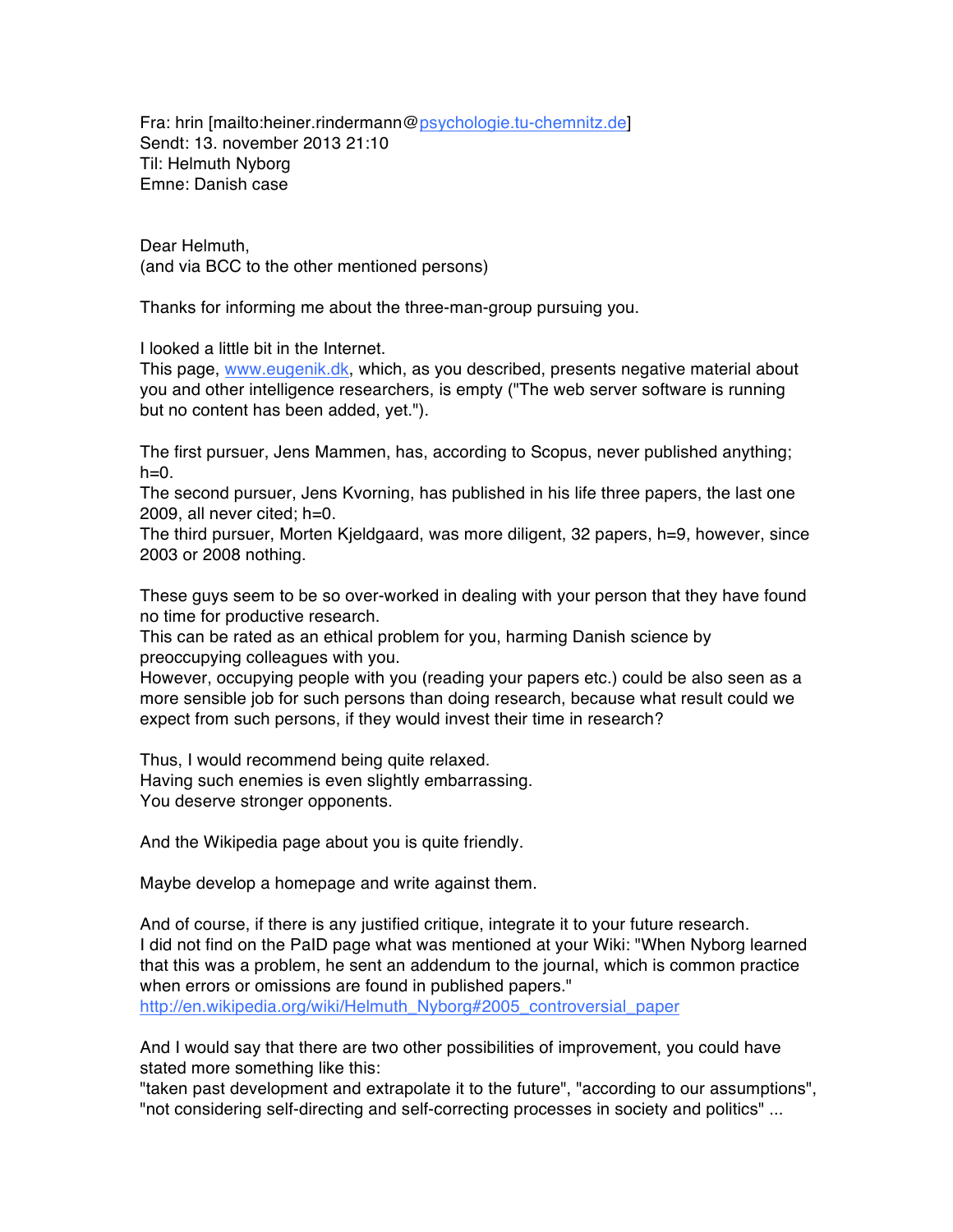Fra: hrin [mailto:heiner.rindermann@psychologie.tu-chemnitz.de]
Sendt: 13. november 2013 21:10
Til: Helmuth Nyborg
Emne: Danish case

Dear Helmuth,
(and via BCC to the other mentioned persons)

Thanks for informing me about the three-man-group pursuing you.

I looked a little bit in the Internet.
This page, www.eugenik.dk, which, as you described, presents negative material about you and other intelligence researchers, is empty ("The web server software is running but no content has been added, yet.").

The first pursuer, Jens Mammen, has, according to Scopus, never published anything; h=0.
The second pursuer, Jens Kvorning, has published in his life three papers, the last one 2009, all never cited; h=0.
The third pursuer, Morten Kjeldgaard, was more diligent, 32 papers, h=9, however, since 2003 or 2008 nothing.

These guys seem to be so over-worked in dealing with your person that they have found no time for productive research.
This can be rated as an ethical problem for you, harming Danish science by preoccupying colleagues with you.
However, occupying people with you (reading your papers etc.) could be also seen as a more sensible job for such persons than doing research, because what result could we expect from such persons, if they would invest their time in research?

Thus, I would recommend being quite relaxed.
Having such enemies is even slightly embarrassing.
You deserve stronger opponents.

And the Wikipedia page about you is quite friendly.

Maybe develop a homepage and write against them.

And of course, if there is any justified critique, integrate it to your future research.
I did not find on the PaID page what was mentioned at your Wiki: "When Nyborg learned that this was a problem, he sent an addendum to the journal, which is common practice when errors or omissions are found in published papers."
http://en.wikipedia.org/wiki/Helmuth_Nyborg#2005_controversial_paper

And I would say that there are two other possibilities of improvement, you could have stated more something like this:
"taken past development and extrapolate it to the future", "according to our assumptions", "not considering self-directing and self-correcting processes in society and politics" ...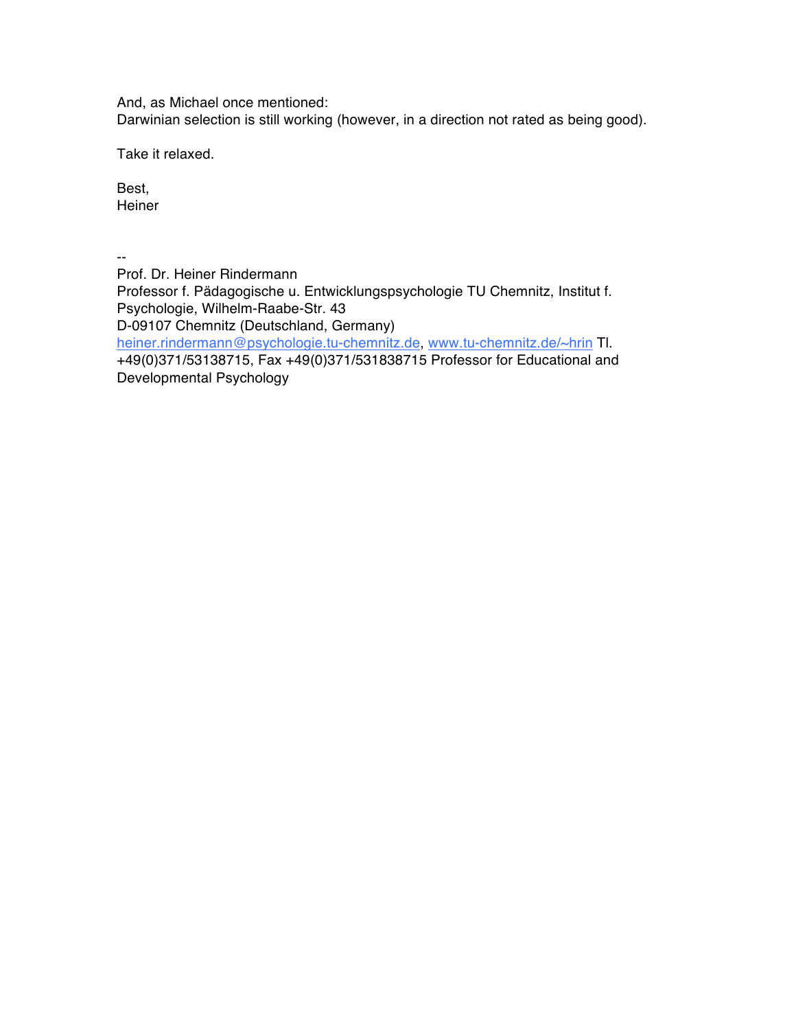And, as Michael once mentioned:
Darwinian selection is still working (however, in a direction not rated as being good).

Take it relaxed.

Best,
Heiner

--
Prof. Dr. Heiner Rindermann
Professor f. Pädagogische u. Entwicklungspsychologie TU Chemnitz, Institut f. Psychologie, Wilhelm-Raabe-Str. 43
D-09107 Chemnitz (Deutschland, Germany)
heiner.rindermann@psychologie.tu-chemnitz.de, www.tu-chemnitz.de/~hrin Tl. +49(0)371/53138715, Fax +49(0)371/531838715 Professor for Educational and Developmental Psychology